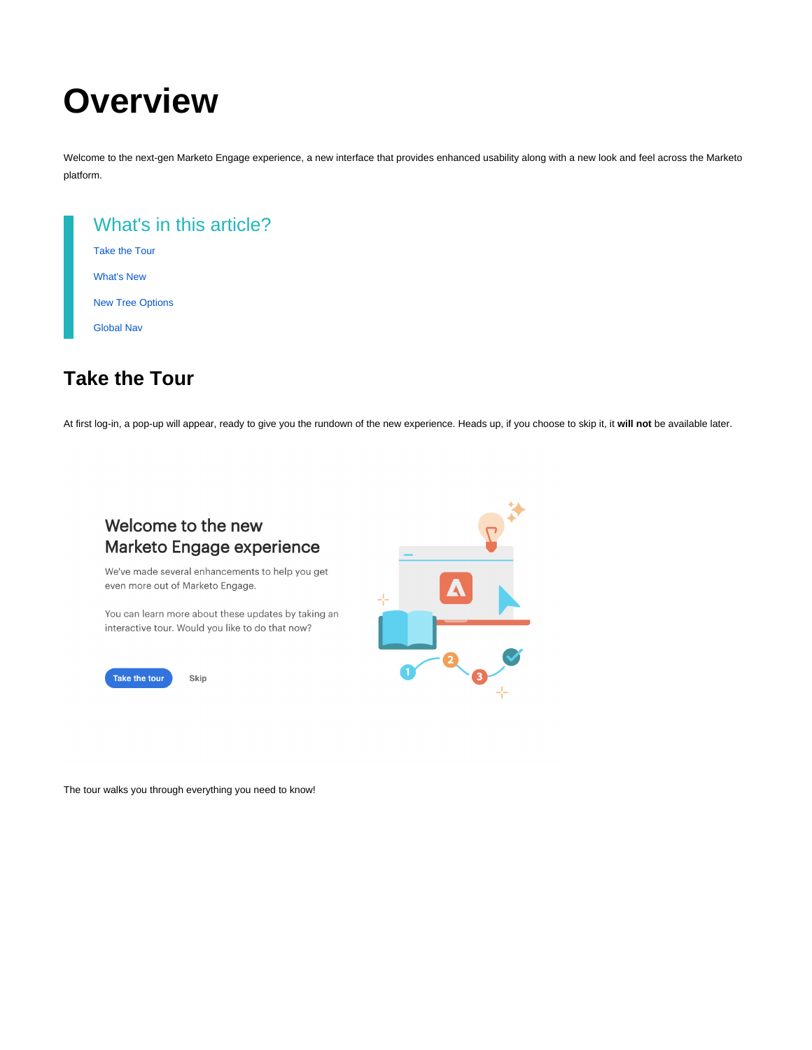# Overview

Welcome to the next-gen Marketo Engage experience, a new interface that provides enhanced usability along with a new look and feel across the Marketo platform.

## What's in this article?

- Take the Tour
- What's New
- New Tree Options
- Global Nav

## Take the Tour

At first log-in, a pop-up will appear, ready to give you the rundown of the new experience. Heads up, if you choose to skip it, it **will not** be available later.

Welcome to the new Marketo Engage experience

We've made several enhancements to help you get even more out of Marketo Engage.

You can learn more about these updates by taking an interactive tour. Would you like to do that now?

Take the tour   Skip

The tour walks you through everything you need to know!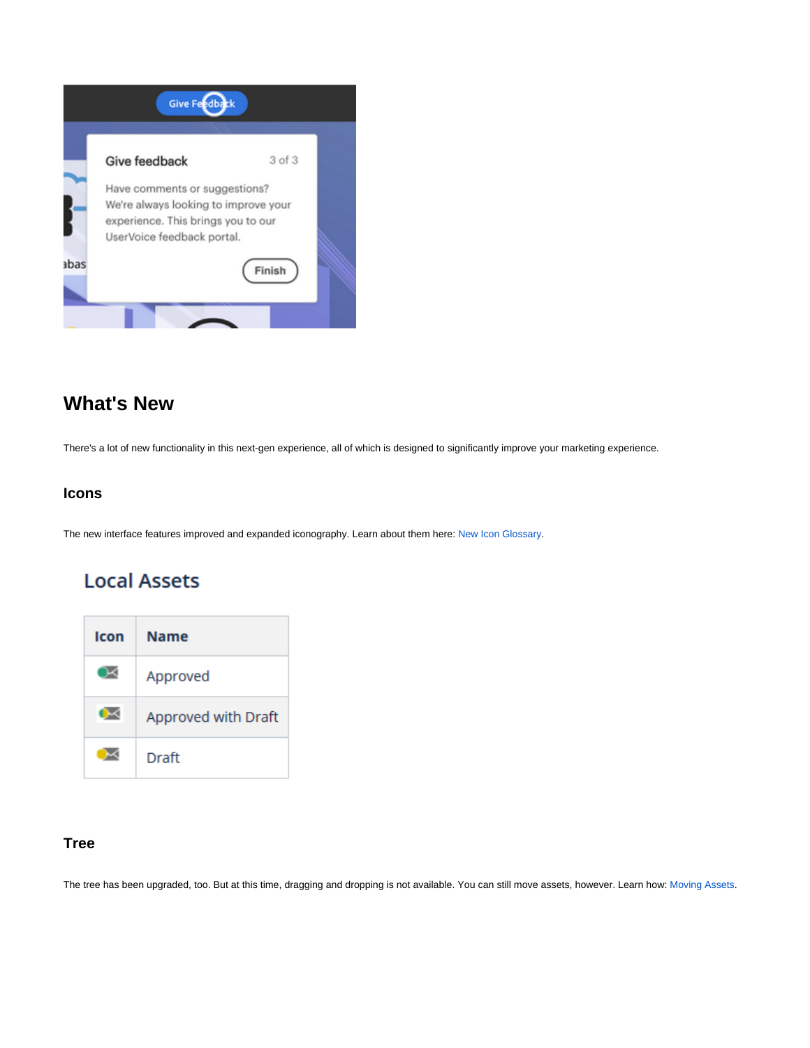## What's New

There's a lot of new functionality in this next-gen experience, all of which is designed to significantly improve your marketing experience.

### Icons

The new interface features improved and expanded iconography. Learn about them here: New Icon Glossary.

#### Local Assets

| Icon | Name |
|---|---|
| | Approved |
| | Approved with Draft |
| | Draft |

### Tree

The tree has been upgraded, too. But at this time, dragging and dropping is not available. You can still move assets, however. Learn how: Moving Assets.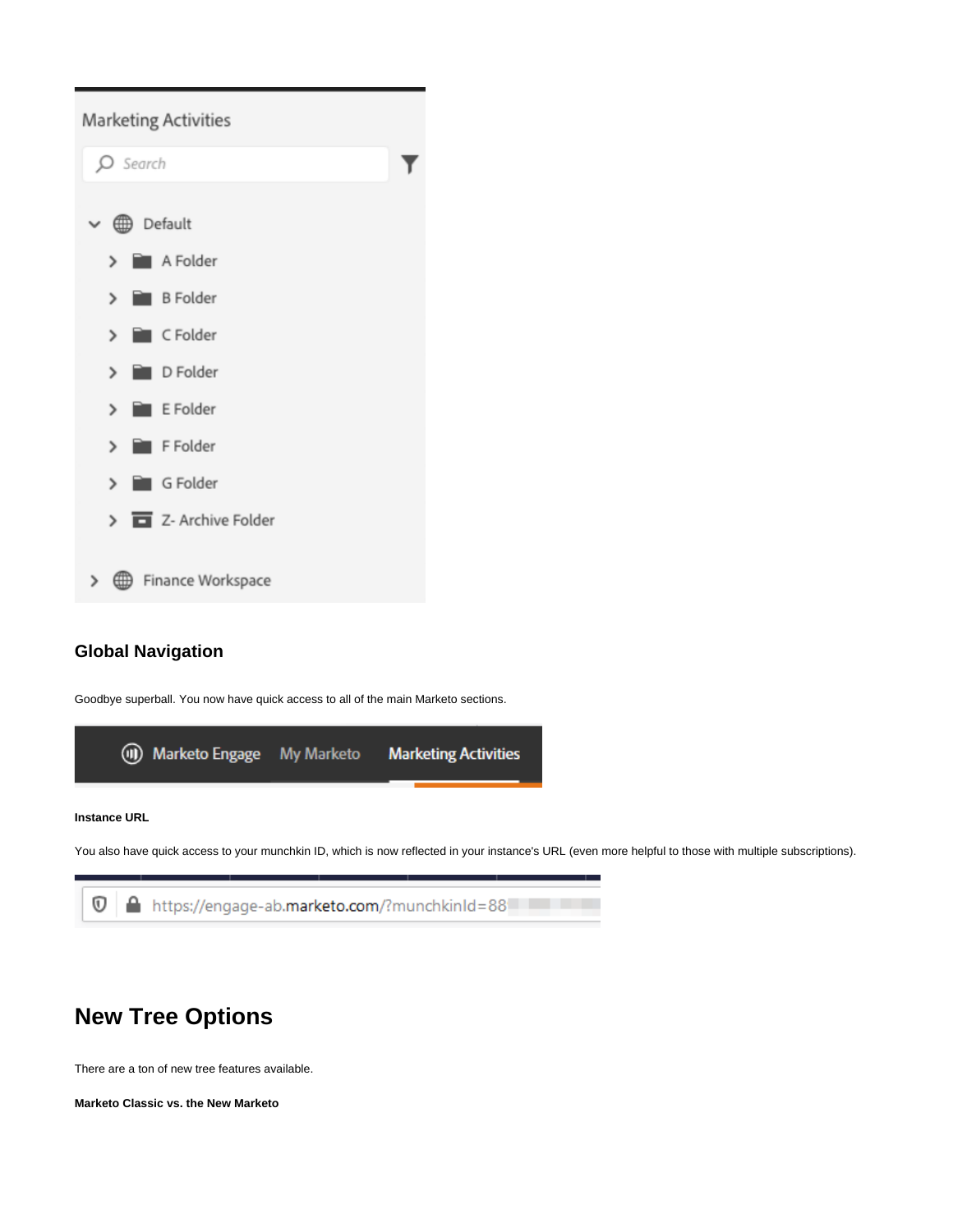## Global Navigation

Goodbye superball. You now have quick access to all of the main Marketo sections.

#### Instance URL

You also have quick access to your munchkin ID, which is now reflected in your instance's URL (even more helpful to those with multiple subscriptions).

# New Tree Options

There are a ton of new tree features available.

#### Marketo Classic vs. the New Marketo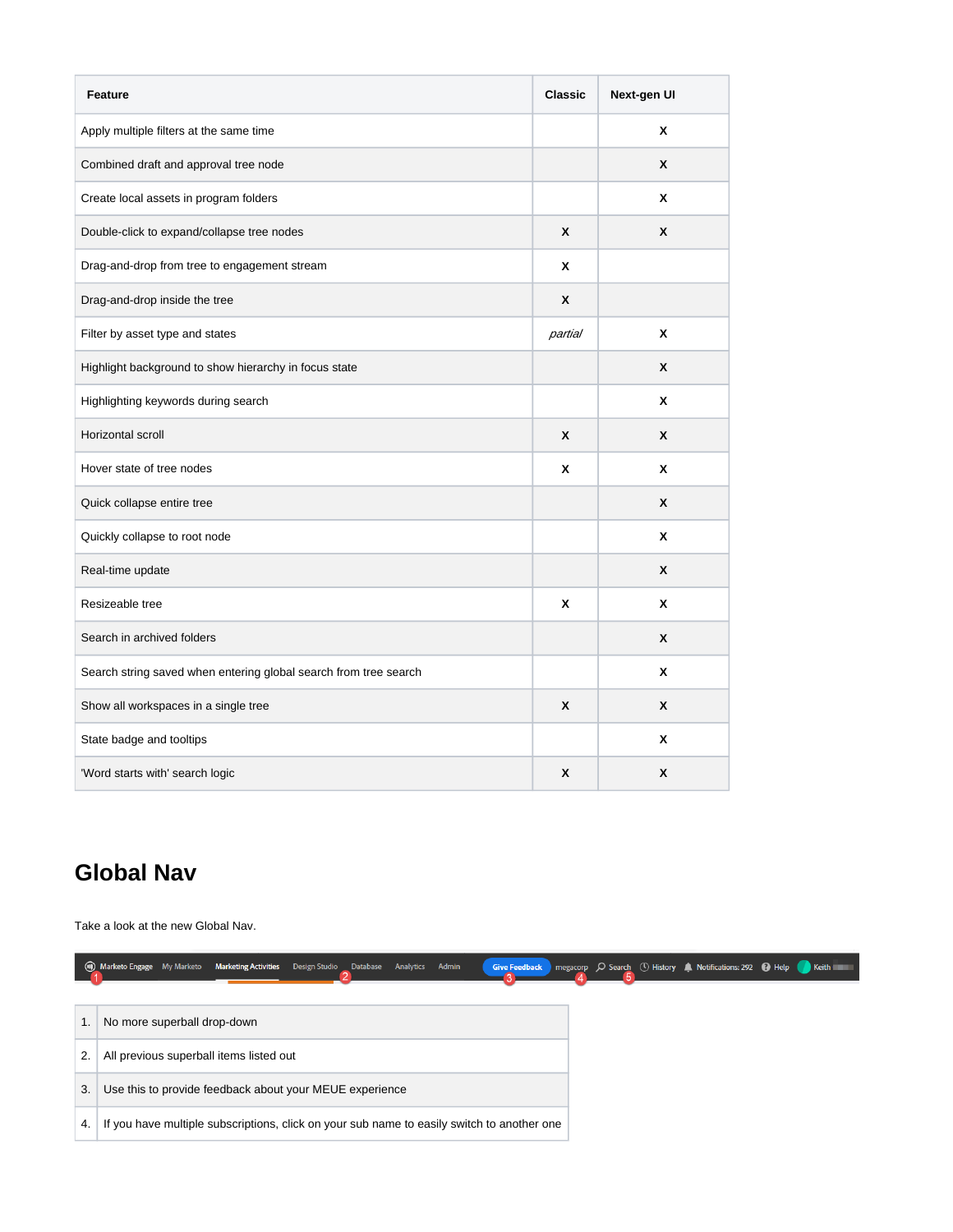| Feature | Classic | Next-gen UI |
| --- | --- | --- |
| Apply multiple filters at the same time | | X |
| Combined draft and approval tree node | | X |
| Create local assets in program folders | | X |
| Double-click to expand/collapse tree nodes | X | X |
| Drag-and-drop from tree to engagement stream | X | |
| Drag-and-drop inside the tree | X | |
| Filter by asset type and states | *partial* | X |
| Highlight background to show hierarchy in focus state | | X |
| Highlighting keywords during search | | X |
| Horizontal scroll | X | X |
| Hover state of tree nodes | X | X |
| Quick collapse entire tree | | X |
| Quickly collapse to root node | | X |
| Real-time update | | X |
| Resizeable tree | X | X |
| Search in archived folders | | X |
| Search string saved when entering global search from tree search | | X |
| Show all workspaces in a single tree | X | X |
| State badge and tooltips | | X |
| 'Word starts with' search logic | X | X |

## Global Nav

Take a look at the new Global Nav.

| | |
| --- | --- |
| 1. | No more superball drop-down |
| 2. | All previous superball items listed out |
| 3. | Use this to provide feedback about your MEUE experience |
| 4. | If you have multiple subscriptions, click on your sub name to easily switch to another one |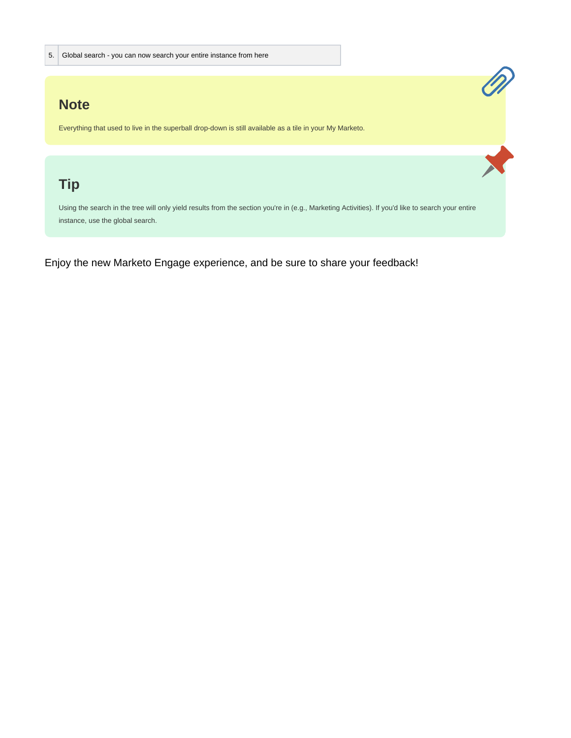| 5. | Global search - you can now search your entire instance from here |
|---|---|

## Note

Everything that used to live in the superball drop-down is still available as a tile in your My Marketo.

## Tip

Using the search in the tree will only yield results from the section you're in (e.g., Marketing Activities). If you'd like to search your entire instance, use the global search.

Enjoy the new Marketo Engage experience, and be sure to share your feedback!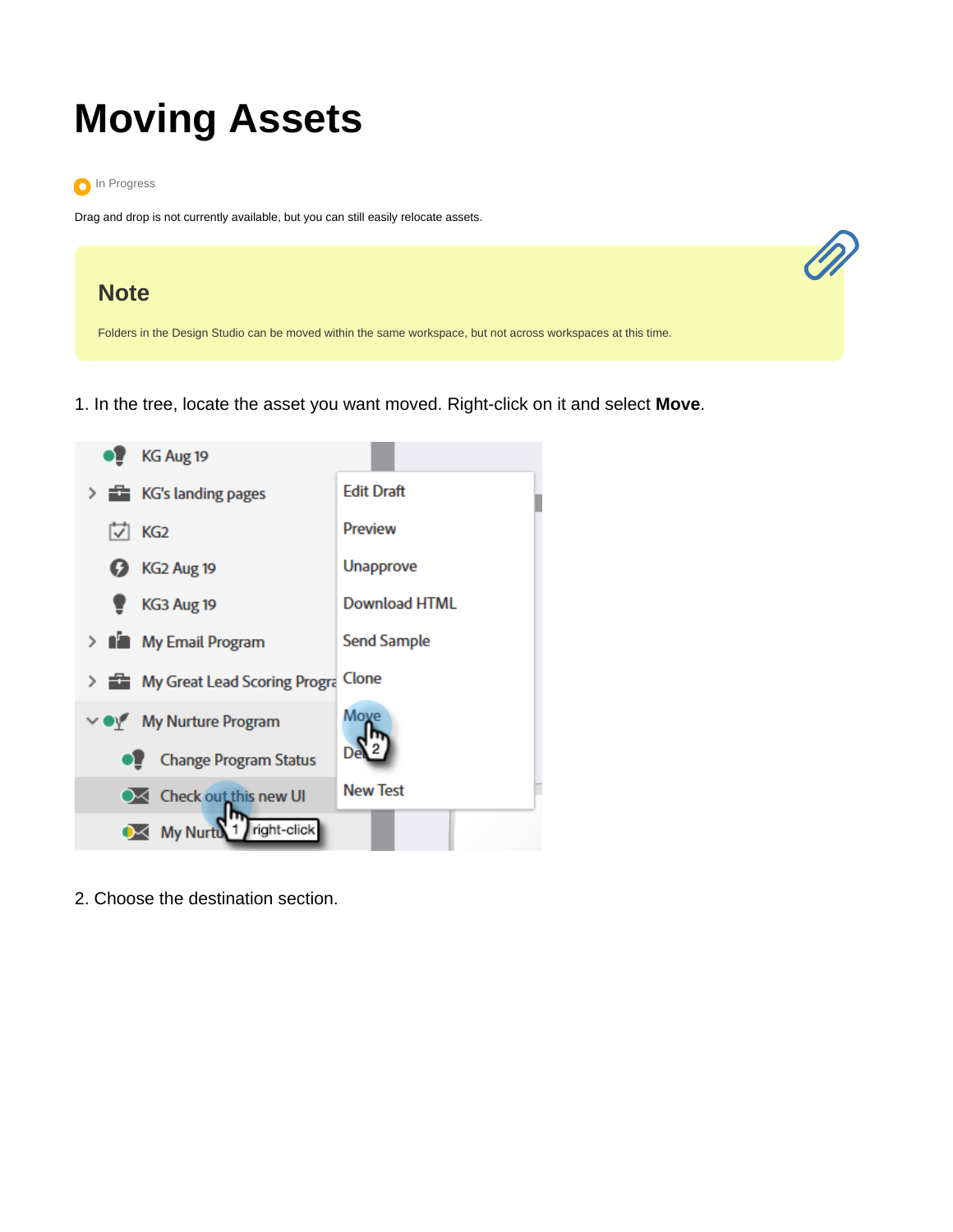# Moving Assets

In Progress

Drag and drop is not currently available, but you can still easily relocate assets.

## Note

Folders in the Design Studio can be moved within the same workspace, but not across workspaces at this time.

1. In the tree, locate the asset you want moved. Right-click on it and select **Move**.

2. Choose the destination section.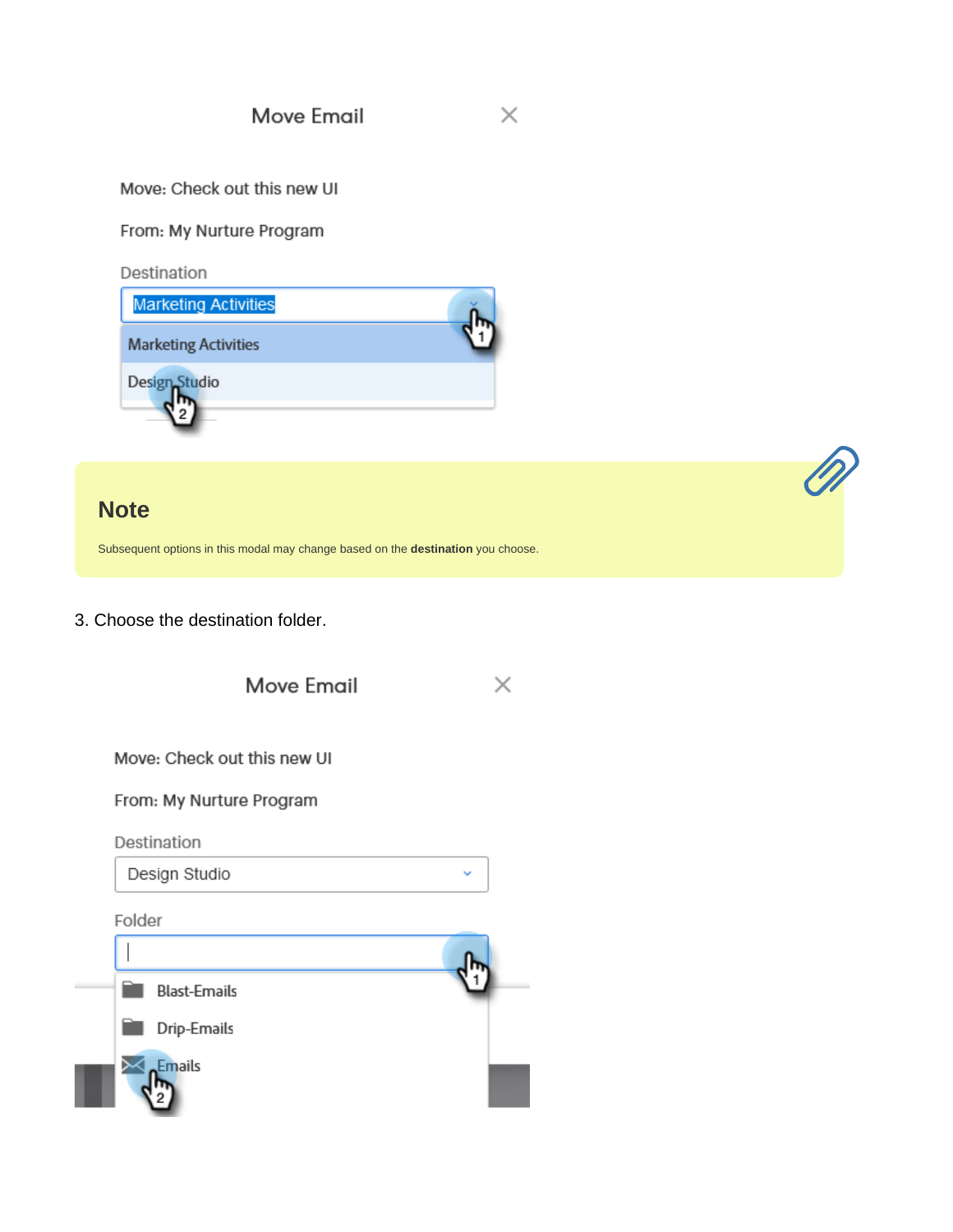Move Email

Move: Check out this new UI

From: My Nurture Program

Destination

Marketing Activities

Marketing Activities

Design Studio

## Note

Subsequent options in this modal may change based on the **destination** you choose.

3. Choose the destination folder.

Move Email

Move: Check out this new UI

From: My Nurture Program

Destination

Design Studio

Folder

Blast-Emails

Drip-Emails

Emails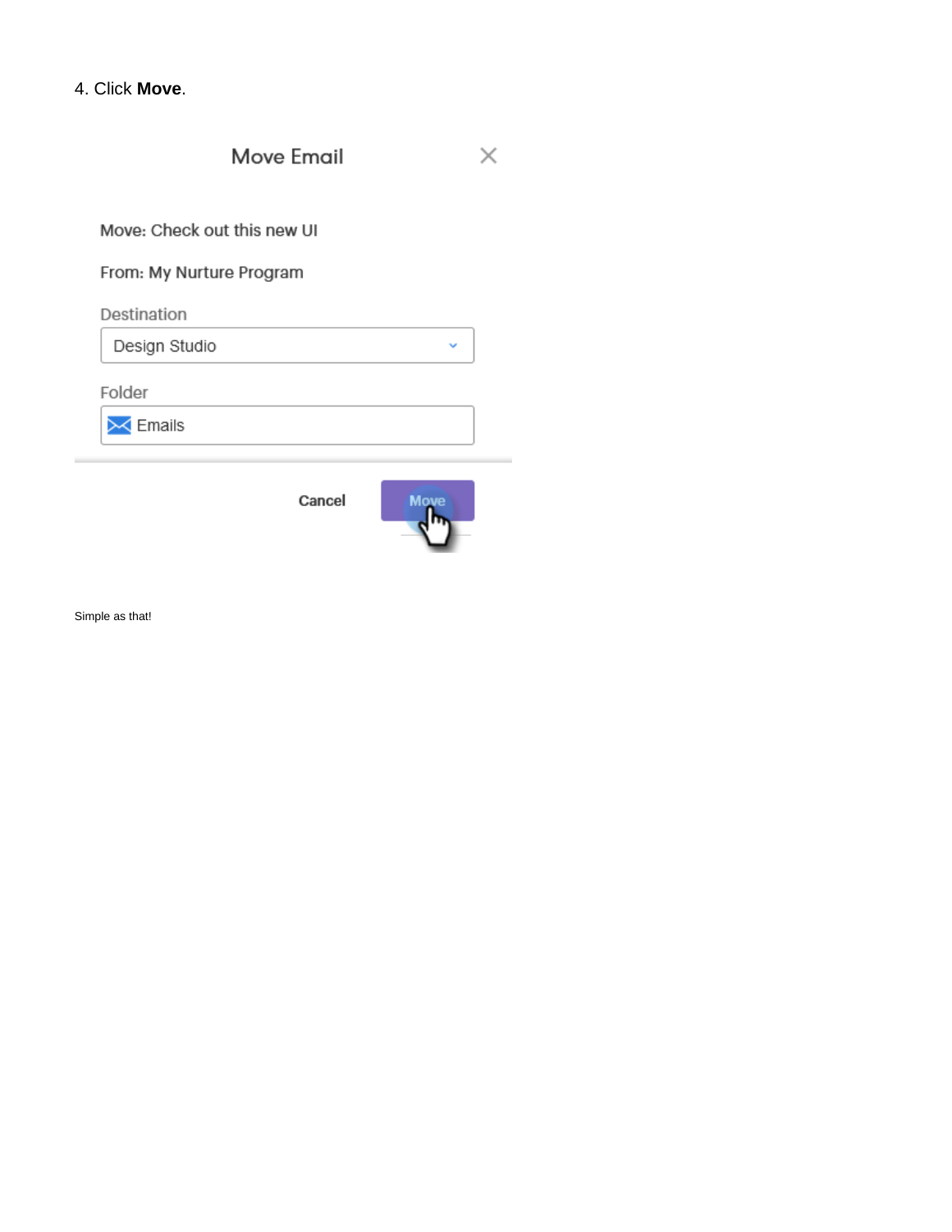4. Click **Move**.

Move Email

Move: Check out this new UI

From: My Nurture Program

Destination

Design Studio

Folder

Emails

Cancel Move

Simple as that!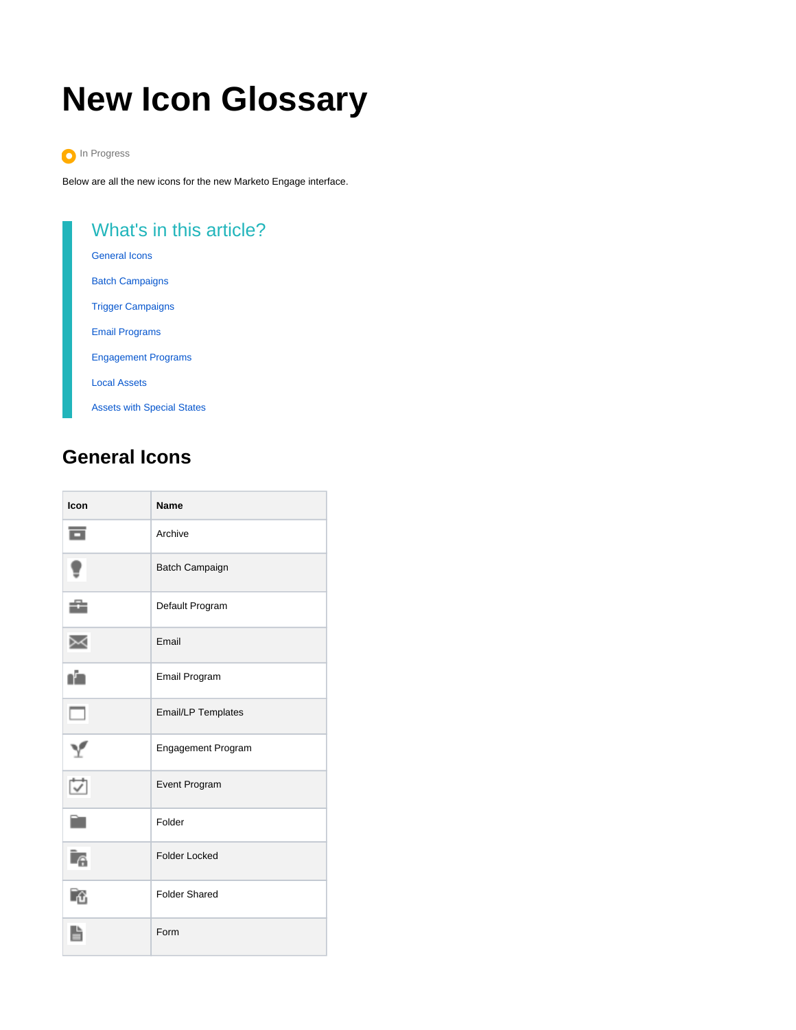# New Icon Glossary

In Progress

Below are all the new icons for the new Marketo Engage interface.

## What's in this article?

- General Icons
- Batch Campaigns
- Trigger Campaigns
- Email Programs
- Engagement Programs
- Local Assets
- Assets with Special States

## General Icons

| Icon | Name |
|---|---|
| | Archive |
| | Batch Campaign |
| | Default Program |
| | Email |
| | Email Program |
| | Email/LP Templates |
| | Engagement Program |
| | Event Program |
| | Folder |
| | Folder Locked |
| | Folder Shared |
| | Form |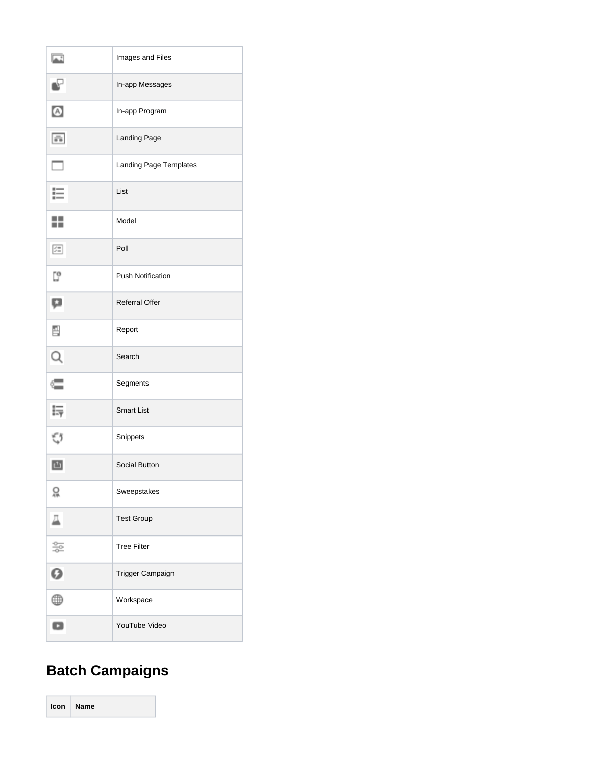| | |
|---|---|
| | Images and Files |
| | In-app Messages |
| | In-app Program |
| | Landing Page |
| | Landing Page Templates |
| | List |
| | Model |
| | Poll |
| | Push Notification |
| | Referral Offer |
| | Report |
| | Search |
| | Segments |
| | Smart List |
| | Snippets |
| | Social Button |
| | Sweepstakes |
| | Test Group |
| | Tree Filter |
| | Trigger Campaign |
| | Workspace |
| | YouTube Video |

## Batch Campaigns

| Icon | Name |
|---|---|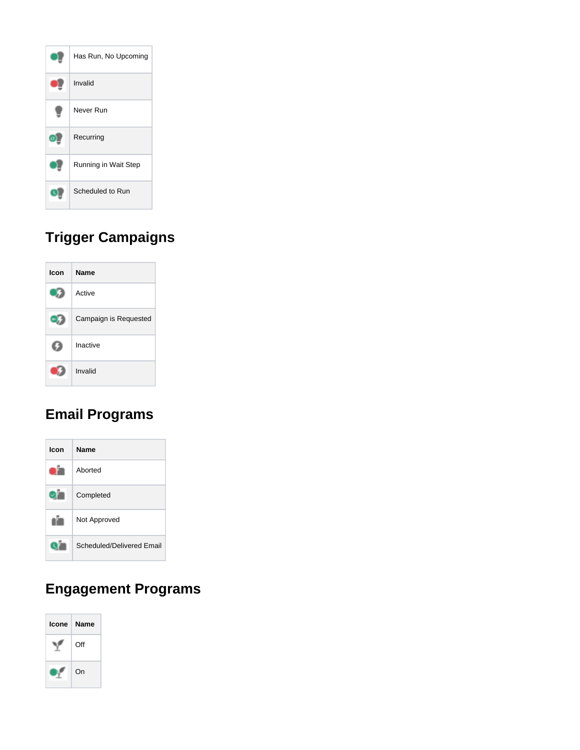| | |
|---|---|
| | Has Run, No Upcoming |
| | Invalid |
| | Never Run |
| | Recurring |
| | Running in Wait Step |
| | Scheduled to Run |

## Trigger Campaigns

| Icon | Name |
|---|---|
| | Active |
| | Campaign is Requested |
| | Inactive |
| | Invalid |

## Email Programs

| Icon | Name |
|---|---|
| | Aborted |
| | Completed |
| | Not Approved |
| | Scheduled/Delivered Email |

## Engagement Programs

| Icone | Name |
|---|---|
| | Off |
| | On |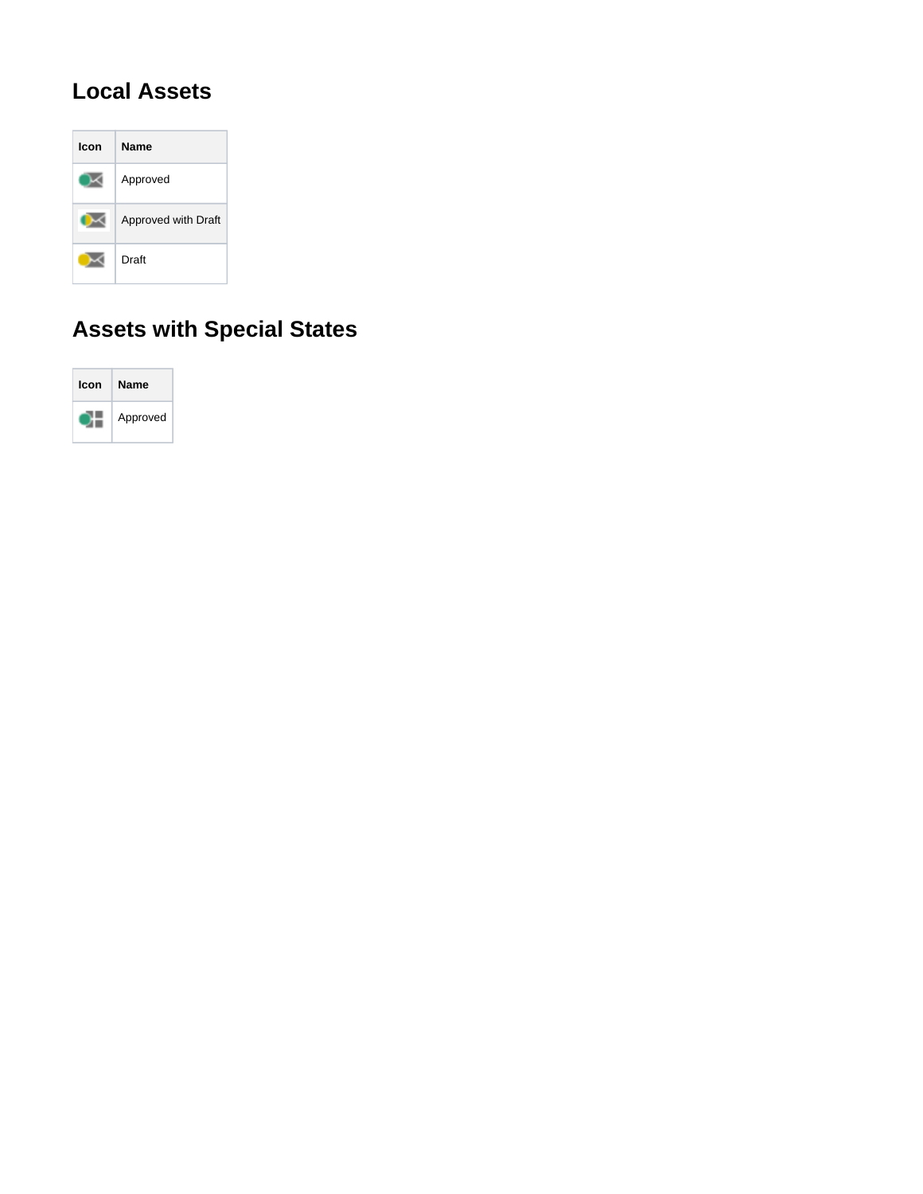## Local Assets

| Icon | Name |
|---|---|
| | Approved |
| | Approved with Draft |
| | Draft |

## Assets with Special States

| Icon | Name |
|---|---|
| | Approved |